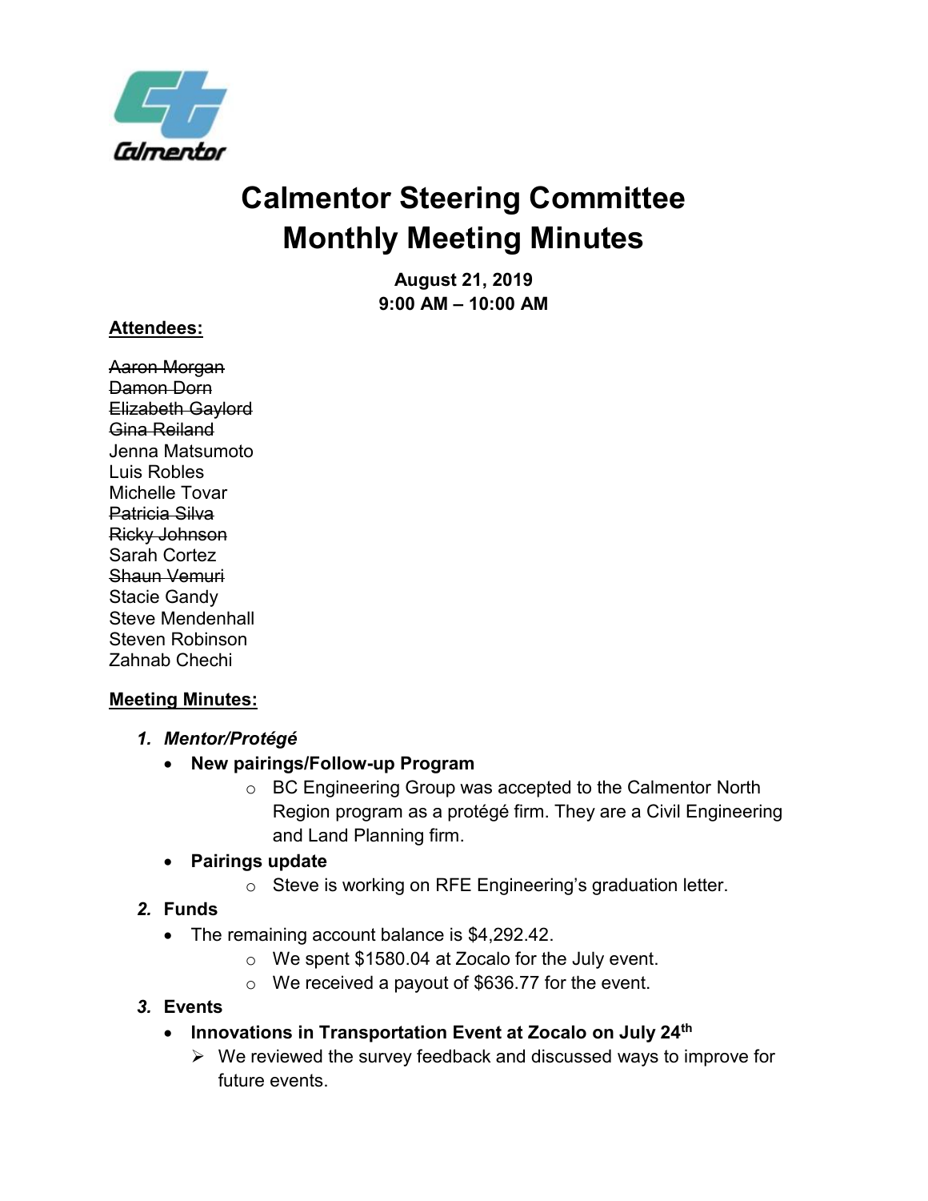# Calmentor Steering Committee
# Monthly Meeting Minutes

**August 21, 2019**
**9:00 AM – 10:00 AM**

**Attendees:**

~~Aaron Morgan~~
~~Damon Dorn~~
~~Elizabeth Gaylord~~
~~Gina Reiland~~
Jenna Matsumoto
Luis Robles
Michelle Tovar
~~Patricia Silva~~
~~Ricky Johnson~~
Sarah Cortez
~~Shaun Vemuri~~
Stacie Gandy
Steve Mendenhall
Steven Robinson
Zahnab Chechi

**Meeting Minutes:**

1. ***Mentor/Protégé***
   - **New pairings/Follow-up Program**
     - BC Engineering Group was accepted to the Calmentor North Region program as a protégé firm. They are a Civil Engineering and Land Planning firm.
   - **Pairings update**
     - Steve is working on RFE Engineering's graduation letter.
2. ***Funds***
   - The remaining account balance is $4,292.42.
     - We spent $1580.04 at Zocalo for the July event.
     - We received a payout of $636.77 for the event.
3. ***Events***
   - **Innovations in Transportation Event at Zocalo on July 24th**
     - We reviewed the survey feedback and discussed ways to improve for future events.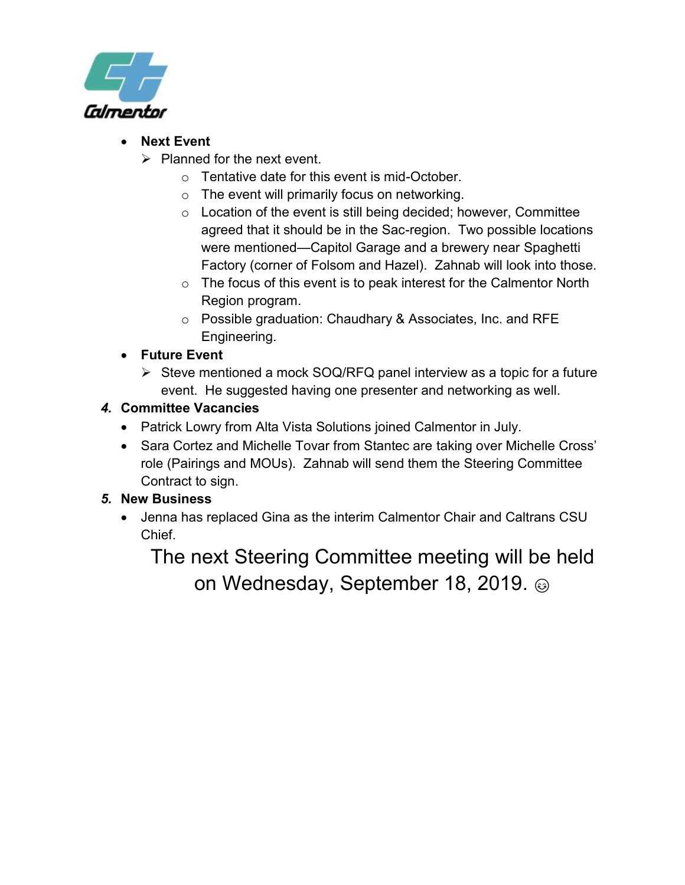- **Next Event**
  - Planned for the next event.
    - Tentative date for this event is mid-October.
    - The event will primarily focus on networking.
    - Location of the event is still being decided; however, Committee agreed that it should be in the Sac-region. Two possible locations were mentioned—Capitol Garage and a brewery near Spaghetti Factory (corner of Folsom and Hazel). Zahnab will look into those.
    - The focus of this event is to peak interest for the Calmentor North Region program.
    - Possible graduation: Chaudhary & Associates, Inc. and RFE Engineering.
- **Future Event**
  - Steve mentioned a mock SOQ/RFQ panel interview as a topic for a future event. He suggested having one presenter and networking as well.

**4. Committee Vacancies**

- Patrick Lowry from Alta Vista Solutions joined Calmentor in July.
- Sara Cortez and Michelle Tovar from Stantec are taking over Michelle Cross' role (Pairings and MOUs). Zahnab will send them the Steering Committee Contract to sign.

**5. New Business**

- Jenna has replaced Gina as the interim Calmentor Chair and Caltrans CSU Chief.

The next Steering Committee meeting will be held on Wednesday, September 18, 2019. ☺